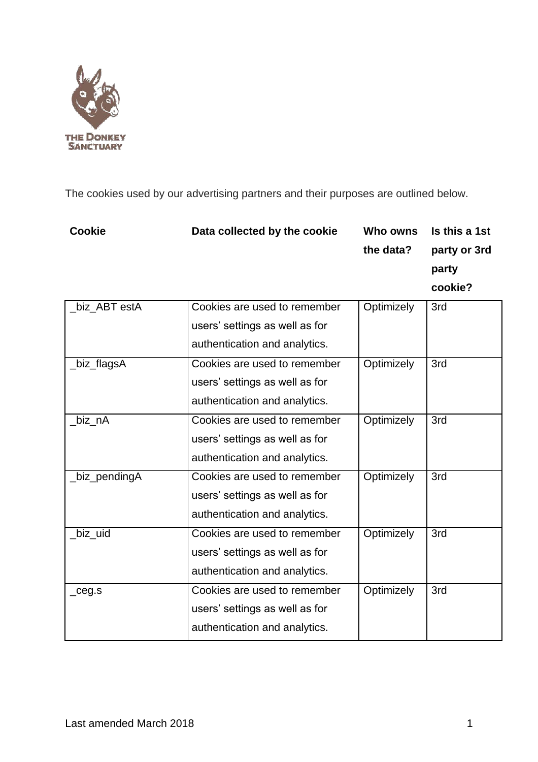The cookies used by our advertising partners and their purposes are outlined below.

| Cookie | Data collected by the cookie | Who owns the data? | Is this a 1st party or 3rd party cookie? |
|---|---|---|---|
| _biz_ABT estA | Cookies are used to remember users' settings as well as for authentication and analytics. | Optimizely | 3rd |
| _biz_flagsA | Cookies are used to remember users' settings as well as for authentication and analytics. | Optimizely | 3rd |
| _biz_nA | Cookies are used to remember users' settings as well as for authentication and analytics. | Optimizely | 3rd |
| _biz_pendingA | Cookies are used to remember users' settings as well as for authentication and analytics. | Optimizely | 3rd |
| _biz_uid | Cookies are used to remember users' settings as well as for authentication and analytics. | Optimizely | 3rd |
| _ceg.s | Cookies are used to remember users' settings as well as for authentication and analytics. | Optimizely | 3rd |

Last amended March 2018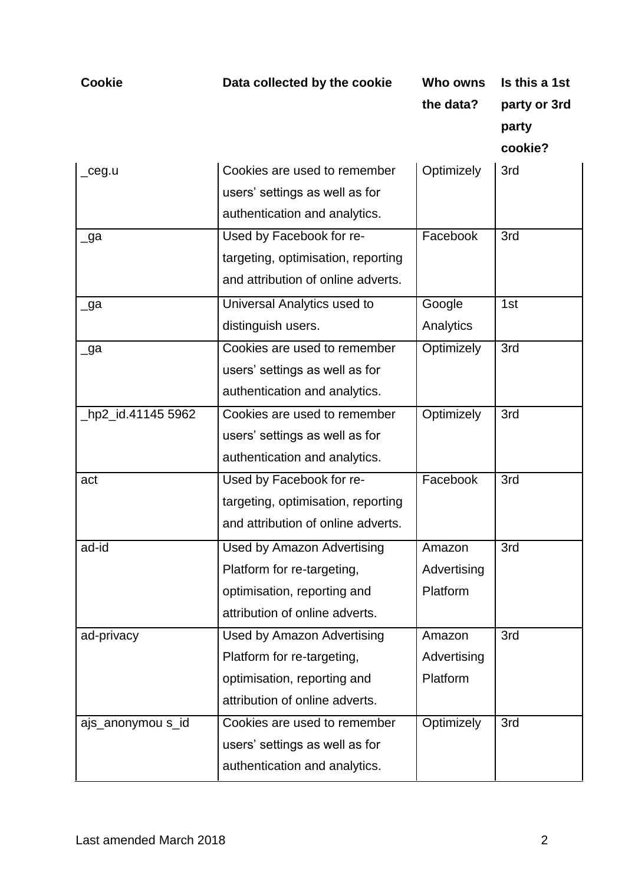| Cookie | Data collected by the cookie | Who owns the data? | Is this a 1st party or 3rd party cookie? |
|---|---|---|---|
| _ceg.u | Cookies are used to remember users' settings as well as for authentication and analytics. | Optimizely | 3rd |
| _ga | Used by Facebook for re-targeting, optimisation, reporting and attribution of online adverts. | Facebook | 3rd |
| _ga | Universal Analytics used to distinguish users. | Google Analytics | 1st |
| _ga | Cookies are used to remember users' settings as well as for authentication and analytics. | Optimizely | 3rd |
| _hp2_id.41145 5962 | Cookies are used to remember users' settings as well as for authentication and analytics. | Optimizely | 3rd |
| act | Used by Facebook for re-targeting, optimisation, reporting and attribution of online adverts. | Facebook | 3rd |
| ad-id | Used by Amazon Advertising Platform for re-targeting, optimisation, reporting and attribution of online adverts. | Amazon Advertising Platform | 3rd |
| ad-privacy | Used by Amazon Advertising Platform for re-targeting, optimisation, reporting and attribution of online adverts. | Amazon Advertising Platform | 3rd |
| ajs_anonymou s_id | Cookies are used to remember users' settings as well as for authentication and analytics. | Optimizely | 3rd |

Last amended March 2018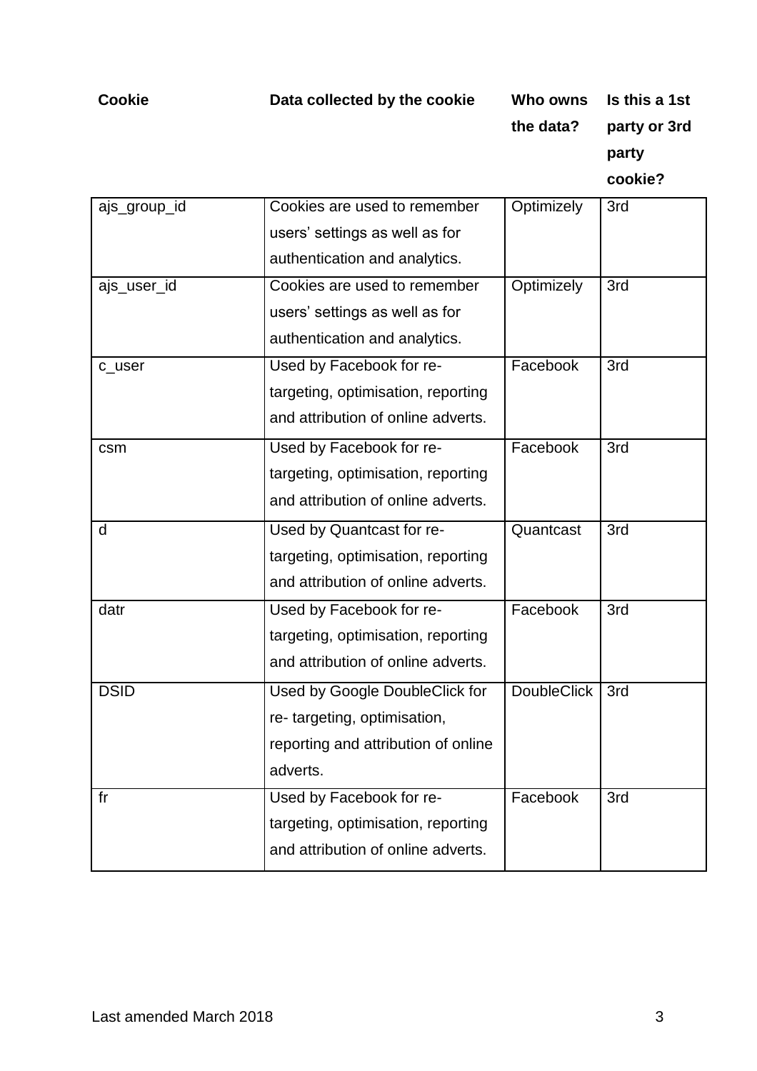| Cookie | Data collected by the cookie | Who owns the data? | Is this a 1st party or 3rd party cookie? |
|---|---|---|---|
| ajs_group_id | Cookies are used to remember users' settings as well as for authentication and analytics. | Optimizely | 3rd |
| ajs_user_id | Cookies are used to remember users' settings as well as for authentication and analytics. | Optimizely | 3rd |
| c_user | Used by Facebook for re-targeting, optimisation, reporting and attribution of online adverts. | Facebook | 3rd |
| csm | Used by Facebook for re-targeting, optimisation, reporting and attribution of online adverts. | Facebook | 3rd |
| d | Used by Quantcast for re-targeting, optimisation, reporting and attribution of online adverts. | Quantcast | 3rd |
| datr | Used by Facebook for re-targeting, optimisation, reporting and attribution of online adverts. | Facebook | 3rd |
| DSID | Used by Google DoubleClick for re- targeting, optimisation, reporting and attribution of online adverts. | DoubleClick | 3rd |
| fr | Used by Facebook for re-targeting, optimisation, reporting and attribution of online adverts. | Facebook | 3rd |

Last amended March 2018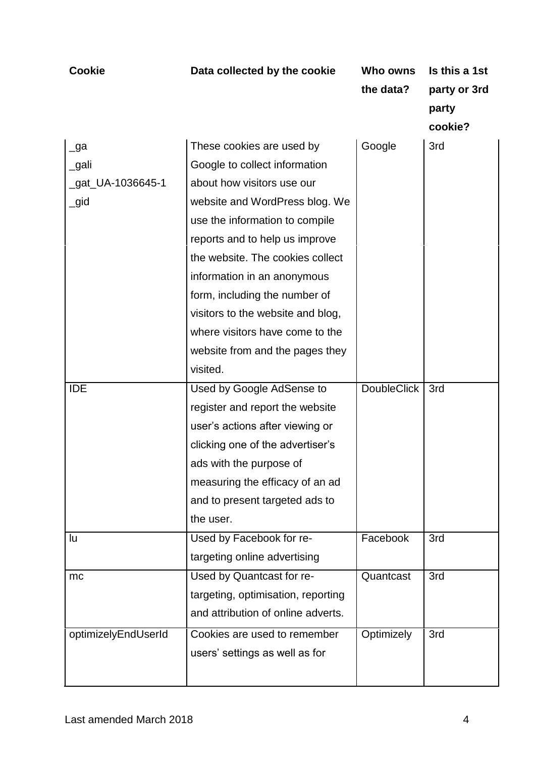| Cookie | Data collected by the cookie | Who owns the data? | Is this a 1st party or 3rd party cookie? |
| --- | --- | --- | --- |
| _ga<br>_gali<br>_gat_UA-1036645-1<br>_gid | These cookies are used by Google to collect information about how visitors use our website and WordPress blog. We use the information to compile reports and to help us improve the website. The cookies collect information in an anonymous form, including the number of visitors to the website and blog, where visitors have come to the website from and the pages they visited. | Google | 3rd |
| IDE | Used by Google AdSense to register and report the website user's actions after viewing or clicking one of the advertiser's ads with the purpose of measuring the efficacy of an ad and to present targeted ads to the user. | DoubleClick | 3rd |
| lu | Used by Facebook for re-targeting online advertising | Facebook | 3rd |
| mc | Used by Quantcast for re-targeting, optimisation, reporting and attribution of online adverts. | Quantcast | 3rd |
| optimizelyEndUserId | Cookies are used to remember users' settings as well as for | Optimizely | 3rd |

Last amended March 2018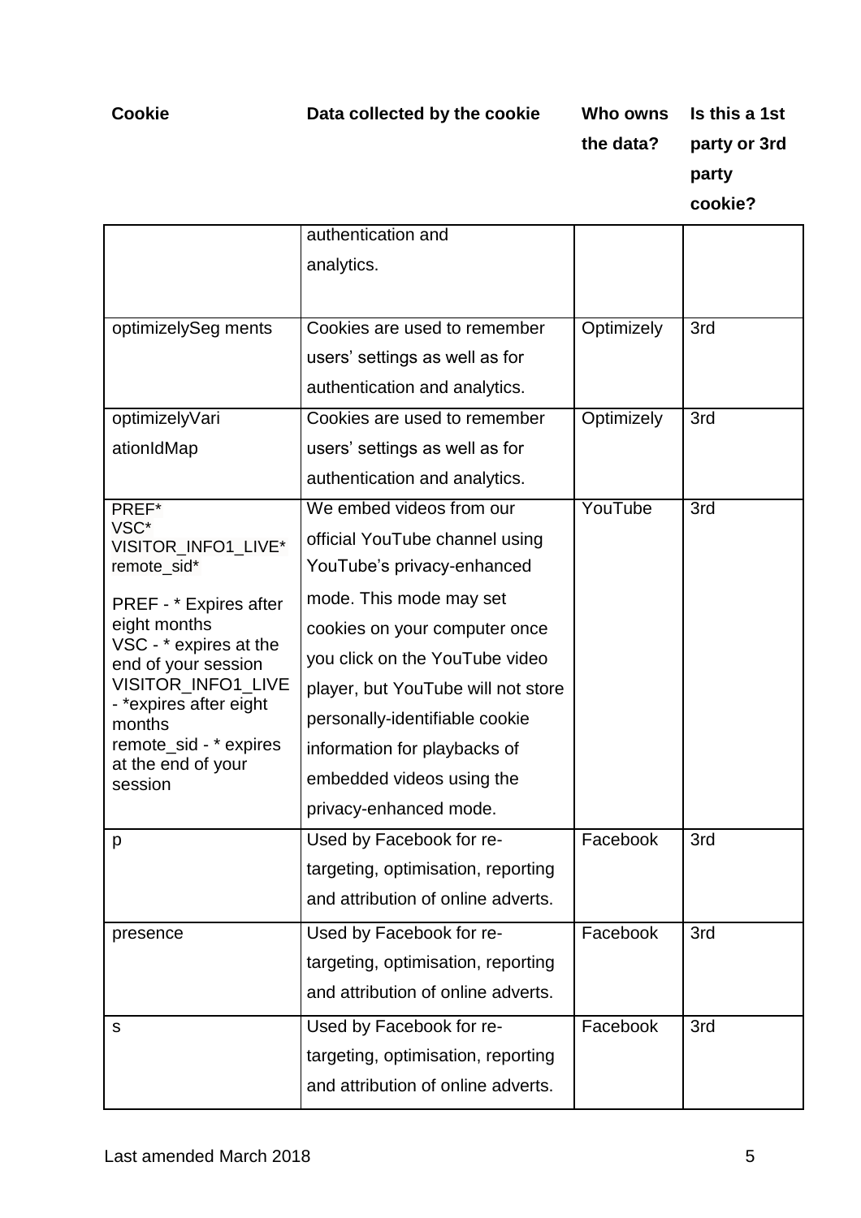| Cookie | Data collected by the cookie | Who owns the data? | Is this a 1st party or 3rd party cookie? |
|---|---|---|---|
| | authentication and analytics. | | |
| optimizelySeg ments | Cookies are used to remember users' settings as well as for authentication and analytics. | Optimizely | 3rd |
| optimizelyVari ationIdMap | Cookies are used to remember users' settings as well as for authentication and analytics. | Optimizely | 3rd |
| PREF* VSC* VISITOR_INFO1_LIVE* remote_sid* <br><br> PREF - * Expires after eight months VSC - * expires at the end of your session VISITOR_INFO1_LIVE - *expires after eight months remote_sid - * expires at the end of your session | We embed videos from our official YouTube channel using YouTube's privacy-enhanced mode. This mode may set cookies on your computer once you click on the YouTube video player, but YouTube will not store personally-identifiable cookie information for playbacks of embedded videos using the privacy-enhanced mode. | YouTube | 3rd |
| p | Used by Facebook for re-targeting, optimisation, reporting and attribution of online adverts. | Facebook | 3rd |
| presence | Used by Facebook for re-targeting, optimisation, reporting and attribution of online adverts. | Facebook | 3rd |
| s | Used by Facebook for re-targeting, optimisation, reporting and attribution of online adverts. | Facebook | 3rd |

Last amended March 2018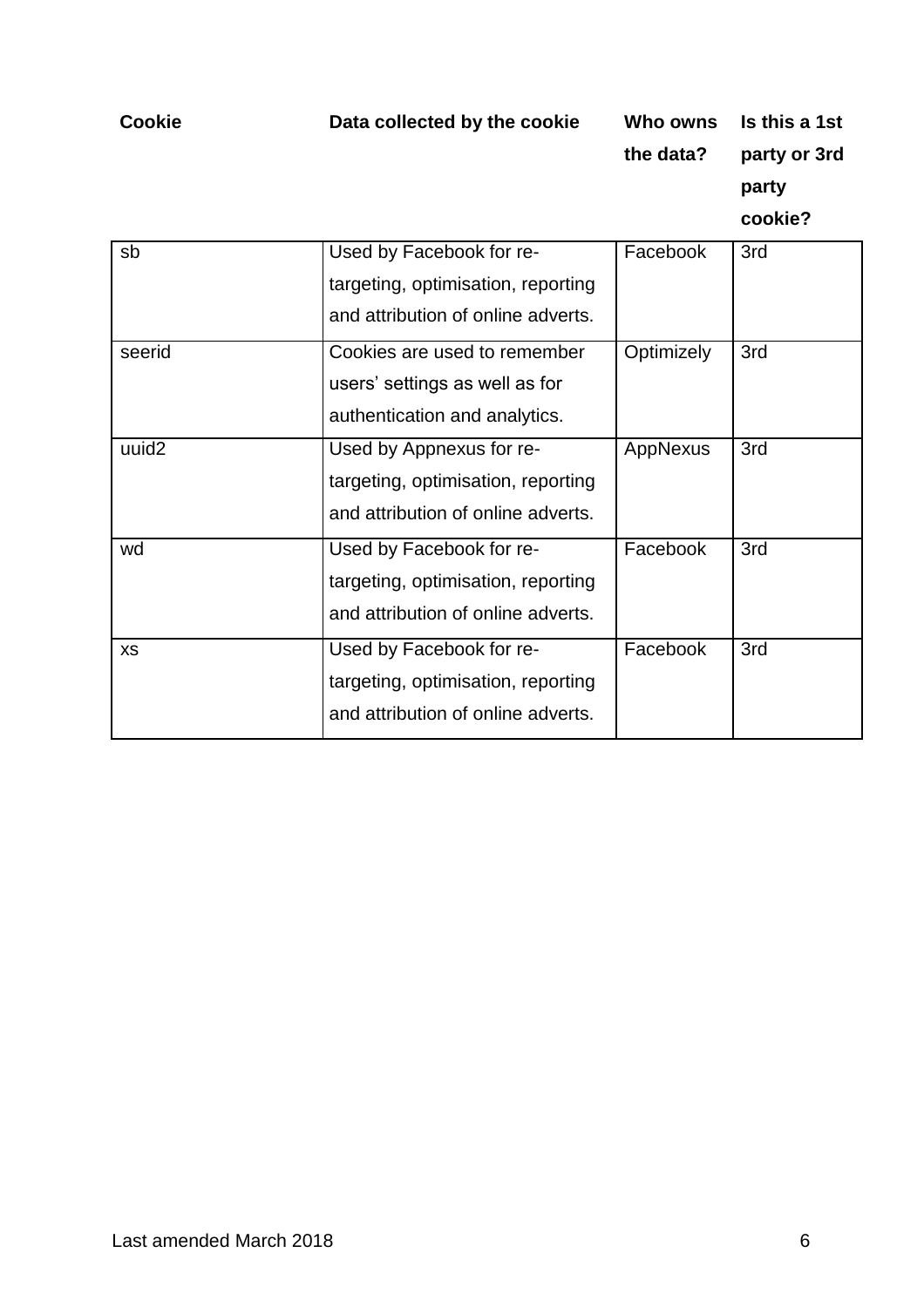| Cookie | Data collected by the cookie | Who owns the data? | Is this a 1st party or 3rd party cookie? |
|---|---|---|---|
| sb | Used by Facebook for re-targeting, optimisation, reporting and attribution of online adverts. | Facebook | 3rd |
| seerid | Cookies are used to remember users' settings as well as for authentication and analytics. | Optimizely | 3rd |
| uuid2 | Used by Appnexus for re-targeting, optimisation, reporting and attribution of online adverts. | AppNexus | 3rd |
| wd | Used by Facebook for re-targeting, optimisation, reporting and attribution of online adverts. | Facebook | 3rd |
| xs | Used by Facebook for re-targeting, optimisation, reporting and attribution of online adverts. | Facebook | 3rd |

Last amended March 2018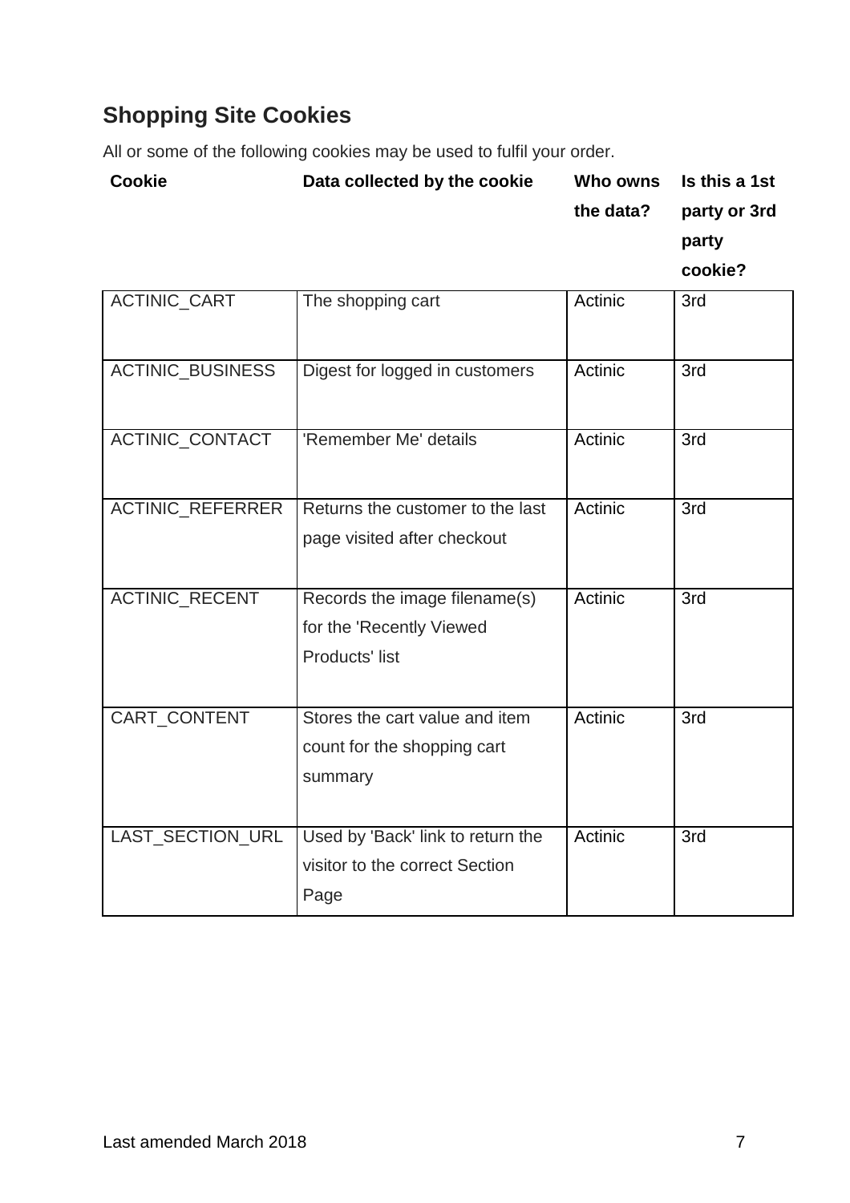## Shopping Site Cookies

All or some of the following cookies may be used to fulfil your order.

| Cookie | Data collected by the cookie | Who owns the data? | Is this a 1st party or 3rd party cookie? |
|---|---|---|---|
| ACTINIC_CART | The shopping cart | Actinic | 3rd |
| ACTINIC_BUSINESS | Digest for logged in customers | Actinic | 3rd |
| ACTINIC_CONTACT | 'Remember Me' details | Actinic | 3rd |
| ACTINIC_REFERRER | Returns the customer to the last page visited after checkout | Actinic | 3rd |
| ACTINIC_RECENT | Records the image filename(s) for the 'Recently Viewed Products' list | Actinic | 3rd |
| CART_CONTENT | Stores the cart value and item count for the shopping cart summary | Actinic | 3rd |
| LAST_SECTION_URL | Used by 'Back' link to return the visitor to the correct Section Page | Actinic | 3rd |

Last amended March 2018